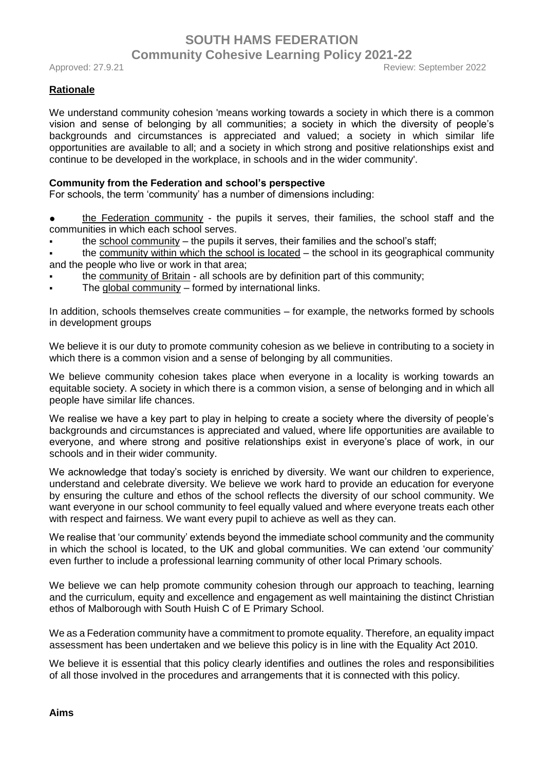# SOUTH HAMS FEDERATION

## Community Cohesive Learning Policy 2021-22

Approved: 27.9.21 Review: September 2022

**Rationale**

We understand community cohesion 'means working towards a society in which there is a common vision and sense of belonging by all communities; a society in which the diversity of people's backgrounds and circumstances is appreciated and valued; a society in which similar life opportunities are available to all; and a society in which strong and positive relationships exist and continue to be developed in the workplace, in schools and in the wider community'.

**Community from the Federation and school's perspective**

For schools, the term 'community' has a number of dimensions including:

- the Federation community - the pupils it serves, their families, the school staff and the communities in which each school serves.
- the school community – the pupils it serves, their families and the school's staff;
- the community within which the school is located – the school in its geographical community and the people who live or work in that area;
- the community of Britain - all schools are by definition part of this community;
- The global community – formed by international links.

In addition, schools themselves create communities – for example, the networks formed by schools in development groups

We believe it is our duty to promote community cohesion as we believe in contributing to a society in which there is a common vision and a sense of belonging by all communities.

We believe community cohesion takes place when everyone in a locality is working towards an equitable society. A society in which there is a common vision, a sense of belonging and in which all people have similar life chances.

We realise we have a key part to play in helping to create a society where the diversity of people's backgrounds and circumstances is appreciated and valued, where life opportunities are available to everyone, and where strong and positive relationships exist in everyone's place of work, in our schools and in their wider community.

We acknowledge that today's society is enriched by diversity. We want our children to experience, understand and celebrate diversity. We believe we work hard to provide an education for everyone by ensuring the culture and ethos of the school reflects the diversity of our school community. We want everyone in our school community to feel equally valued and where everyone treats each other with respect and fairness. We want every pupil to achieve as well as they can.

We realise that 'our community' extends beyond the immediate school community and the community in which the school is located, to the UK and global communities. We can extend 'our community' even further to include a professional learning community of other local Primary schools.

We believe we can help promote community cohesion through our approach to teaching, learning and the curriculum, equity and excellence and engagement as well maintaining the distinct Christian ethos of Malborough with South Huish C of E Primary School.

We as a Federation community have a commitment to promote equality. Therefore, an equality impact assessment has been undertaken and we believe this policy is in line with the Equality Act 2010.

We believe it is essential that this policy clearly identifies and outlines the roles and responsibilities of all those involved in the procedures and arrangements that it is connected with this policy.

**Aims**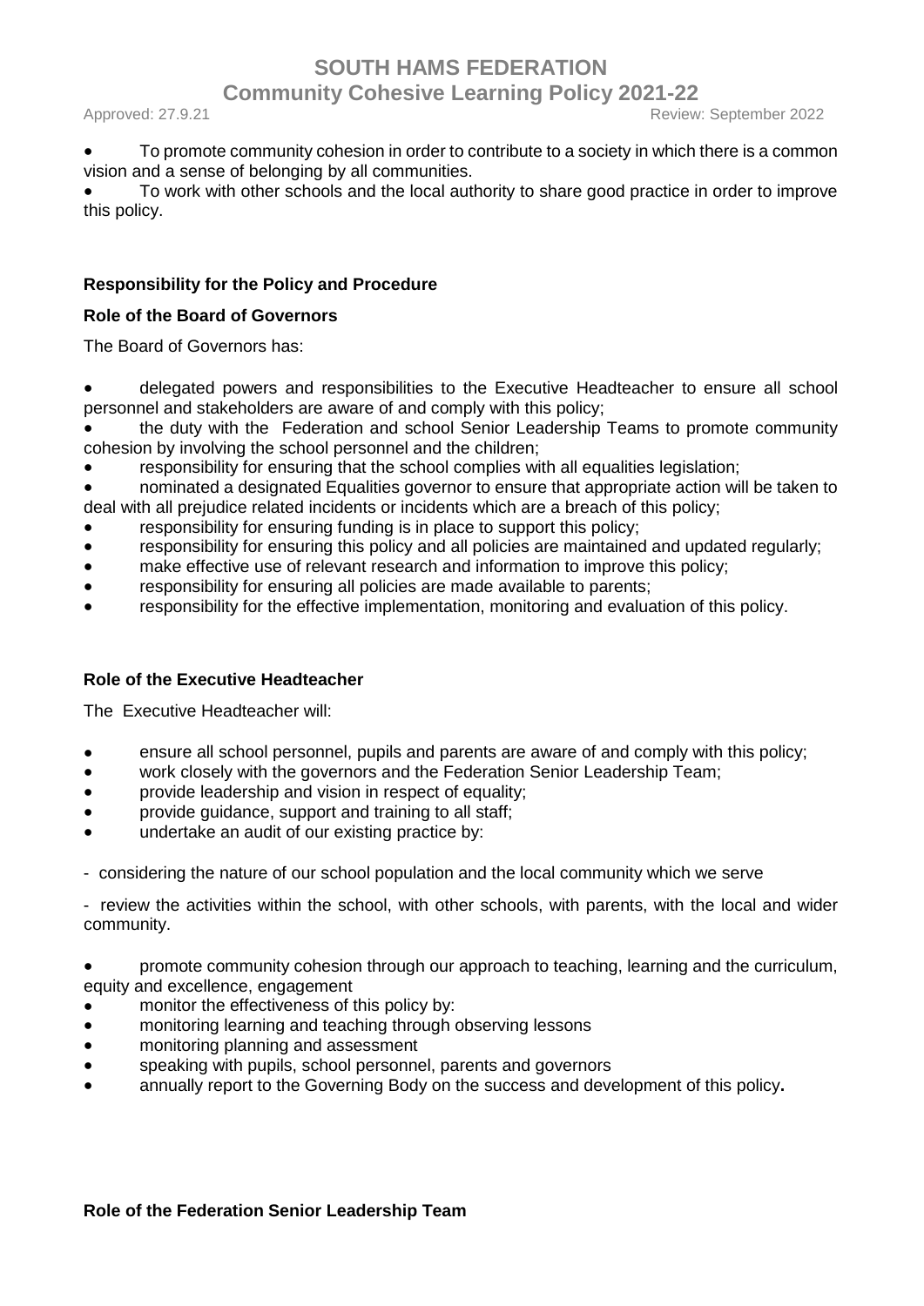- To promote community cohesion in order to contribute to a society in which there is a common vision and a sense of belonging by all communities.
- To work with other schools and the local authority to share good practice in order to improve this policy.

**Responsibility for the Policy and Procedure**

**Role of the Board of Governors**

The Board of Governors has:

- delegated powers and responsibilities to the Executive Headteacher to ensure all school personnel and stakeholders are aware of and comply with this policy;
- the duty with the Federation and school Senior Leadership Teams to promote community cohesion by involving the school personnel and the children;
- responsibility for ensuring that the school complies with all equalities legislation;
- nominated a designated Equalities governor to ensure that appropriate action will be taken to deal with all prejudice related incidents or incidents which are a breach of this policy;
- responsibility for ensuring funding is in place to support this policy;
- responsibility for ensuring this policy and all policies are maintained and updated regularly;
- make effective use of relevant research and information to improve this policy;
- responsibility for ensuring all policies are made available to parents;
- responsibility for the effective implementation, monitoring and evaluation of this policy.

**Role of the Executive Headteacher**

The Executive Headteacher will:

- ensure all school personnel, pupils and parents are aware of and comply with this policy;
- work closely with the governors and the Federation Senior Leadership Team;
- provide leadership and vision in respect of equality;
- provide guidance, support and training to all staff;
- undertake an audit of our existing practice by:

- considering the nature of our school population and the local community which we serve

- review the activities within the school, with other schools, with parents, with the local and wider community.

- promote community cohesion through our approach to teaching, learning and the curriculum, equity and excellence, engagement
- monitor the effectiveness of this policy by:
- monitoring learning and teaching through observing lessons
- monitoring planning and assessment
- speaking with pupils, school personnel, parents and governors
- annually report to the Governing Body on the success and development of this policy**.**

**Role of the Federation Senior Leadership Team**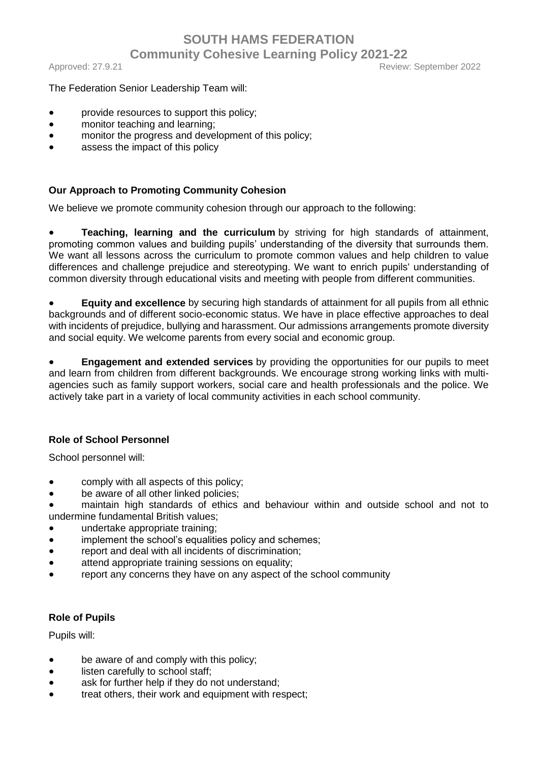The Federation Senior Leadership Team will:

- provide resources to support this policy;
- monitor teaching and learning;
- monitor the progress and development of this policy;
- assess the impact of this policy

### Our Approach to Promoting Community Cohesion

We believe we promote community cohesion through our approach to the following:

- **Teaching, learning and the curriculum** by striving for high standards of attainment, promoting common values and building pupils' understanding of the diversity that surrounds them. We want all lessons across the curriculum to promote common values and help children to value differences and challenge prejudice and stereotyping. We want to enrich pupils' understanding of common diversity through educational visits and meeting with people from different communities.

- **Equity and excellence** by securing high standards of attainment for all pupils from all ethnic backgrounds and of different socio-economic status. We have in place effective approaches to deal with incidents of prejudice, bullying and harassment. Our admissions arrangements promote diversity and social equity. We welcome parents from every social and economic group.

- **Engagement and extended services** by providing the opportunities for our pupils to meet and learn from children from different backgrounds. We encourage strong working links with multi-agencies such as family support workers, social care and health professionals and the police. We actively take part in a variety of local community activities in each school community.

### Role of School Personnel

School personnel will:

- comply with all aspects of this policy;
- be aware of all other linked policies;
- maintain high standards of ethics and behaviour within and outside school and not to undermine fundamental British values;
- undertake appropriate training;
- implement the school's equalities policy and schemes;
- report and deal with all incidents of discrimination;
- attend appropriate training sessions on equality;
- report any concerns they have on any aspect of the school community

### Role of Pupils

Pupils will:

- be aware of and comply with this policy;
- listen carefully to school staff;
- ask for further help if they do not understand;
- treat others, their work and equipment with respect;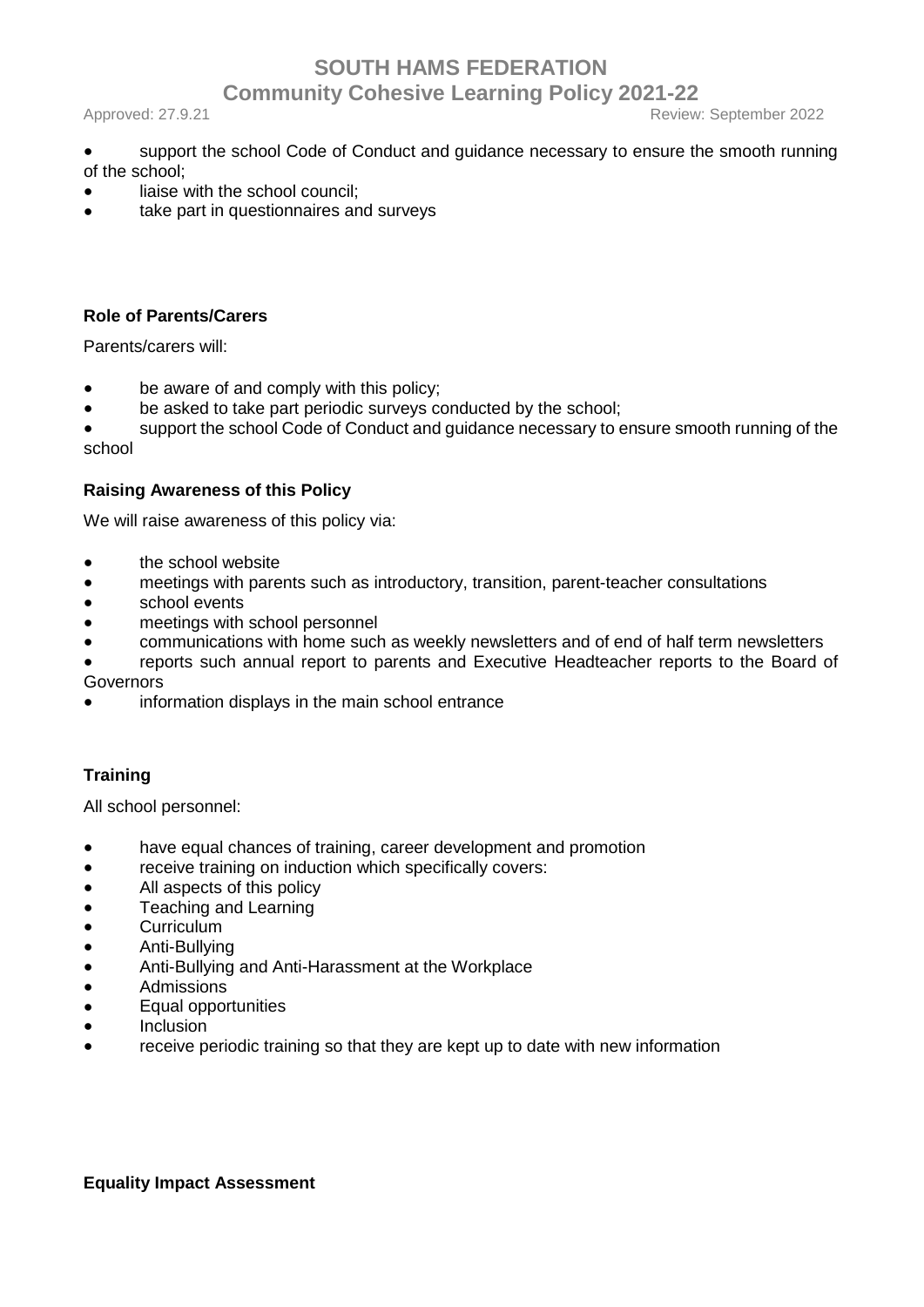- support the school Code of Conduct and guidance necessary to ensure the smooth running of the school;
- liaise with the school council;
- take part in questionnaires and surveys

**Role of Parents/Carers**

Parents/carers will:

- be aware of and comply with this policy;
- be asked to take part periodic surveys conducted by the school;
- support the school Code of Conduct and guidance necessary to ensure smooth running of the school

**Raising Awareness of this Policy**

We will raise awareness of this policy via:

- the school website
- meetings with parents such as introductory, transition, parent-teacher consultations
- school events
- meetings with school personnel
- communications with home such as weekly newsletters and of end of half term newsletters
- reports such annual report to parents and Executive Headteacher reports to the Board of Governors
- information displays in the main school entrance

**Training**

All school personnel:

- have equal chances of training, career development and promotion
- receive training on induction which specifically covers:
- All aspects of this policy
- Teaching and Learning
- Curriculum
- Anti-Bullying
- Anti-Bullying and Anti-Harassment at the Workplace
- Admissions
- Equal opportunities
- Inclusion
- receive periodic training so that they are kept up to date with new information

**Equality Impact Assessment**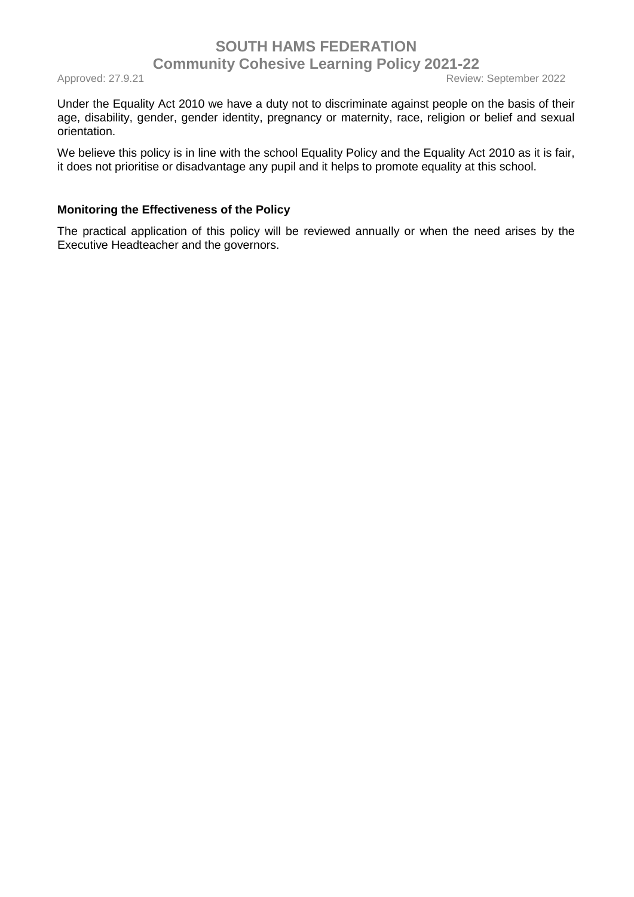Under the Equality Act 2010 we have a duty not to discriminate against people on the basis of their age, disability, gender, gender identity, pregnancy or maternity, race, religion or belief and sexual orientation.

We believe this policy is in line with the school Equality Policy and the Equality Act 2010 as it is fair, it does not prioritise or disadvantage any pupil and it helps to promote equality at this school.

**Monitoring the Effectiveness of the Policy**

The practical application of this policy will be reviewed annually or when the need arises by the Executive Headteacher and the governors.